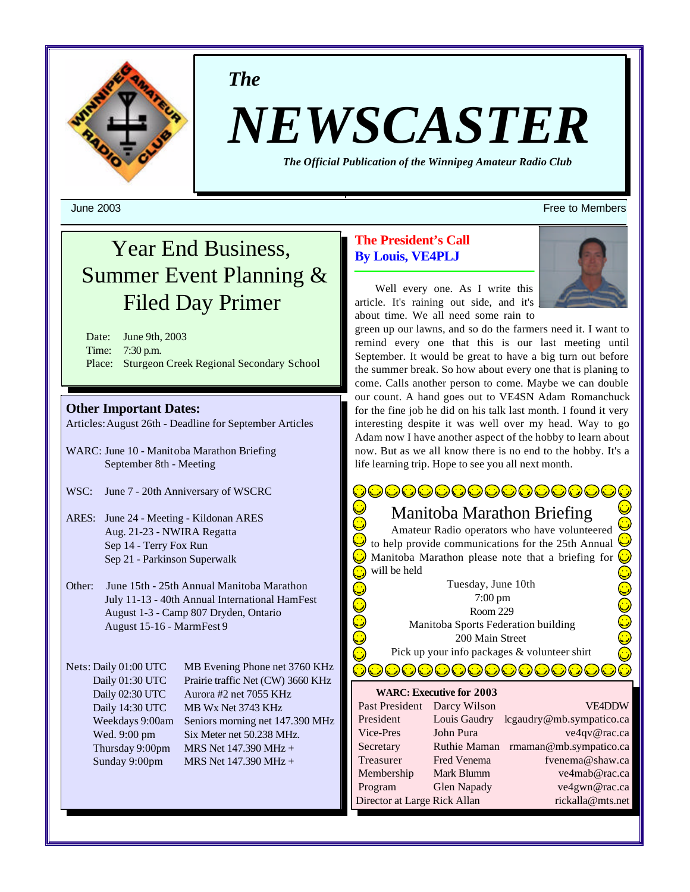*The*

# NEWSCASTER

***The Official Publication of the Winnipeg Amateur Radio Club***

June 2003 — Free to Members

## Year End Business, Summer Event Planning & Filed Day Primer

Date: June 9th, 2003
Time: 7:30 p.m.
Place: Sturgeon Creek Regional Secondary School

### Other Important Dates:

Articles: August 26th - Deadline for September Articles

WARC: June 10 - Manitoba Marathon Briefing
September 8th - Meeting

WSC: June 7 - 20th Anniversary of WSCRC

ARES: June 24 - Meeting - Kildonan ARES
Aug. 21-23 - NWIRA Regatta
Sep 14 - Terry Fox Run
Sep 21 - Parkinson Superwalk

Other: June 15th - 25th Annual Manitoba Marathon
July 11-13 - 40th Annual International HamFest
August 1-3 - Camp 807 Dryden, Ontario
August 15-16 - MarmFest 9

| Nets: | |
|---|---|
| Daily 01:00 UTC | MB Evening Phone net 3760 KHz |
| Daily 01:30 UTC | Prairie traffic Net (CW) 3660 KHz |
| Daily 02:30 UTC | Aurora #2 net 7055 KHz |
| Daily 14:30 UTC | MB Wx Net 3743 KHz |
| Weekdays 9:00am | Seniors morning net 147.390 MHz |
| Wed. 9:00 pm | Six Meter net 50.238 MHz. |
| Thursday 9:00pm | MRS Net 147.390 MHz + |
| Sunday 9:00pm | MRS Net 147.390 MHz + |

## The President's Call
**By Louis, VE4PLJ**

Well every one. As I write this article. It's raining out side, and it's about time. We all need some rain to green up our lawns, and so do the farmers need it. I want to remind every one that this is our last meeting until September. It would be great to have a big turn out before the summer break. So how about every one that is planing to come. Calls another person to come. Maybe we can double our count. A hand goes out to VE4SN Adam Romanchuck for the fine job he did on his talk last month. I found it very interesting despite it was well over my head. Way to go Adam now I have another aspect of the hobby to learn about now. But as we all know there is no end to the hobby. It's a life learning trip. Hope to see you all next month.

## Manitoba Marathon Briefing

Amateur Radio operators who have volunteered to help provide communications for the 25th Annual Manitoba Marathon please note that a briefing for will be held

Tuesday, June 10th
7:00 pm
Room 229
Manitoba Sports Federation building
200 Main Street
Pick up your info packages & volunteer shirt

**WARC: Executive for 2003**

| Position | Name | Contact |
|---|---|---|
| Past President | Darcy Wilson | VE4DDW |
| President | Louis Gaudry | lcgaudry@mb.sympatico.ca |
| Vice-Pres | John Pura | ve4qv@rac.ca |
| Secretary | Ruthie Maman | rmaman@mb.sympatico.ca |
| Treasurer | Fred Venema | fvenema@shaw.ca |
| Membership | Mark Blumm | ve4mab@rac.ca |
| Program | Glen Napady | ve4gwn@rac.ca |
| Director at Large | Rick Allan | rickalla@mts.net |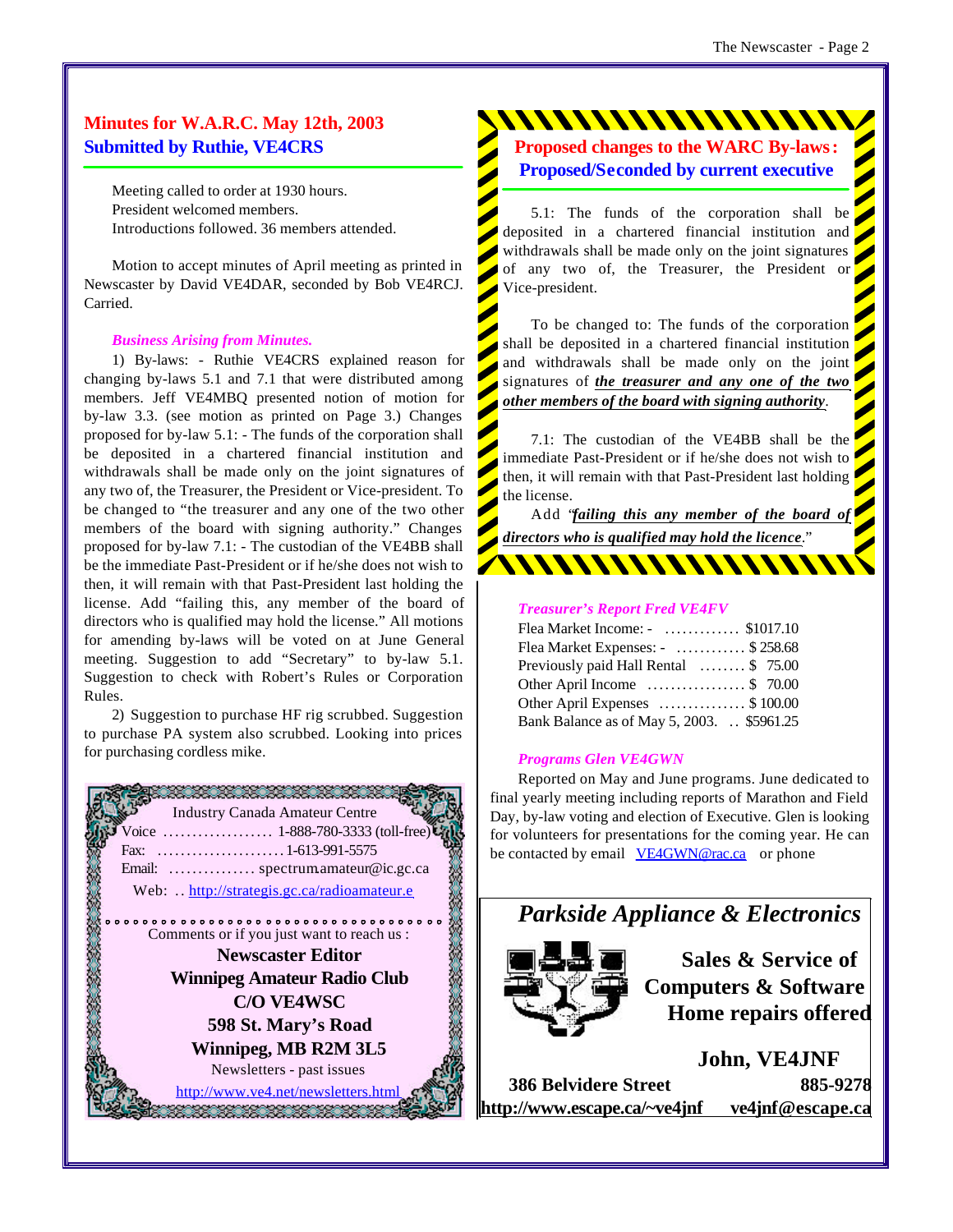## Minutes for W.A.R.C. May 12th, 2003
## Submitted by Ruthie, VE4CRS

Meeting called to order at 1930 hours.
President welcomed members.
Introductions followed. 36 members attended.

Motion to accept minutes of April meeting as printed in Newscaster by David VE4DAR, seconded by Bob VE4RCJ. Carried.

*Business Arising from Minutes.*

1) By-laws: - Ruthie VE4CRS explained reason for changing by-laws 5.1 and 7.1 that were distributed among members. Jeff VE4MBQ presented notion of motion for by-law 3.3. (see motion as printed on Page 3.) Changes proposed for by-law 5.1: - The funds of the corporation shall be deposited in a chartered financial institution and withdrawals shall be made only on the joint signatures of any two of, the Treasurer, the President or Vice-president. To be changed to "the treasurer and any one of the two other members of the board with signing authority." Changes proposed for by-law 7.1: - The custodian of the VE4BB shall be the immediate Past-President or if he/she does not wish to then, it will remain with that Past-President last holding the license. Add "failing this, any member of the board of directors who is qualified may hold the license." All motions for amending by-laws will be voted on at June General meeting. Suggestion to add "Secretary" to by-law 5.1. Suggestion to check with Robert's Rules or Corporation Rules.

2) Suggestion to purchase HF rig scrubbed. Suggestion to purchase PA system also scrubbed. Looking into prices for purchasing cordless mike.

Industry Canada Amateur Centre
Voice ................... 1-888-780-3333 (toll-free)
Fax: ...................... 1-613-991-5575
Email: ............... spectrum.amateur@ic.gc.ca
Web: .. http://strategis.gc.ca/radioamateur.e

Comments or if you just want to reach us :

**Newscaster Editor**
**Winnipeg Amateur Radio Club**
**C/O VE4WSC**
**598 St. Mary's Road**
**Winnipeg, MB R2M 3L5**

Newsletters - past issues
http://www.ve4.net/newsletters.html

## Proposed changes to the WARC By-laws:
## Proposed/Seconded by current executive

5.1: The funds of the corporation shall be deposited in a chartered financial institution and withdrawals shall be made only on the joint signatures of any two of, the Treasurer, the President or Vice-president.

To be changed to: The funds of the corporation shall be deposited in a chartered financial institution and withdrawals shall be made only on the joint signatures of ***the treasurer and any one of the two other members of the board with signing authority***.

7.1: The custodian of the VE4BB shall be the immediate Past-President or if he/she does not wish to then, it will remain with that Past-President last holding the license.

Add "***failing this any member of the board of directors who is qualified may hold the licence***."

*Treasurer's Report Fred VE4FV*

Flea Market Income: - ............. $1017.10
Flea Market Expenses: - ............ $ 258.68
Previously paid Hall Rental ........ $ 75.00
Other April Income ................. $ 70.00
Other April Expenses ............... $ 100.00
Bank Balance as of May 5, 2003. .. $5961.25

*Programs Glen VE4GWN*

Reported on May and June programs. June dedicated to final yearly meeting including reports of Marathon and Field Day, by-law voting and election of Executive. Glen is looking for volunteers for presentations for the coming year. He can be contacted by email VE4GWN@rac.ca or phone

*Parkside Appliance & Electronics*

**Sales & Service of**
**Computers & Software**
**Home repairs offered**

**John, VE4JNF**

**386 Belvidere Street** **885-9278**
**http://www.escape.ca/~ve4jnf** **ve4jnf@escape.ca**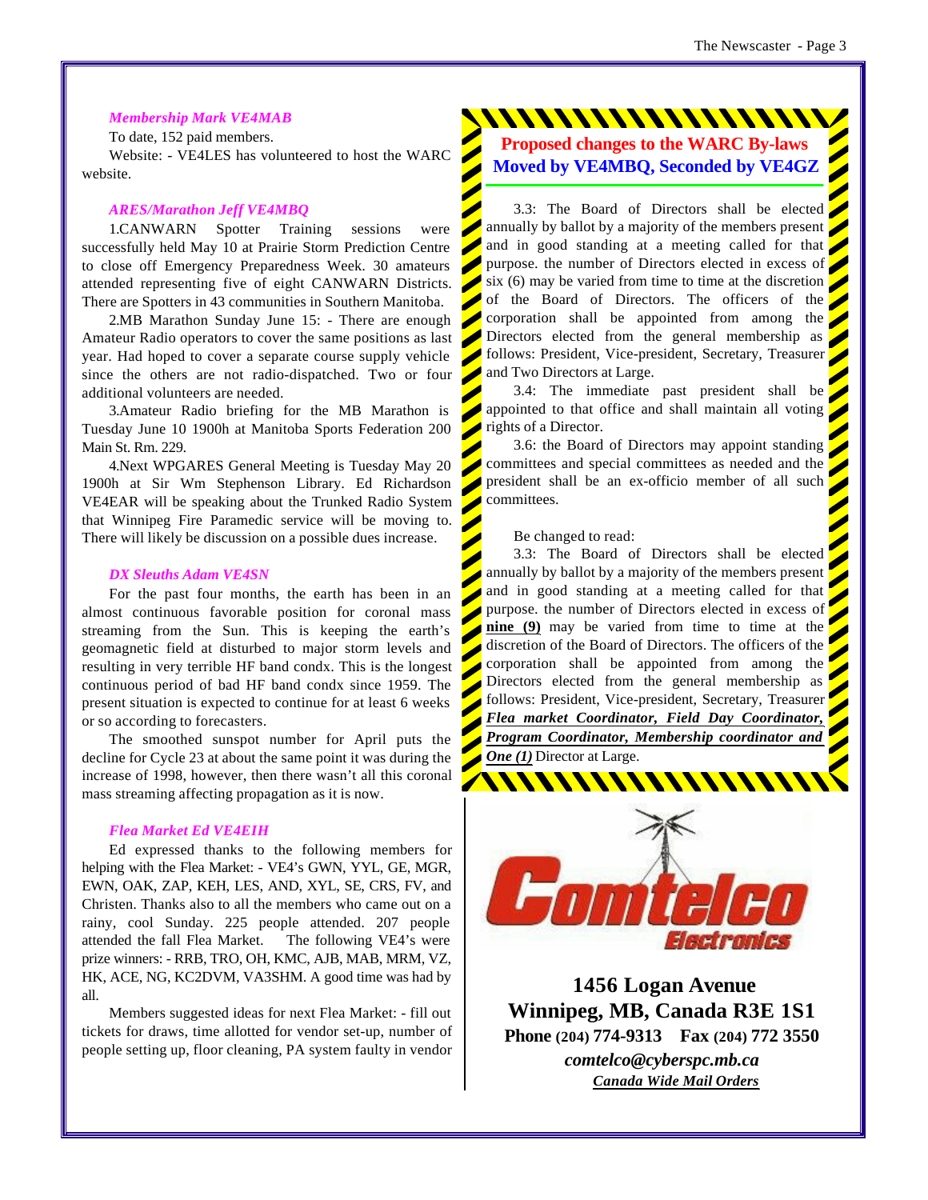### *Membership Mark VE4MAB*

To date, 152 paid members.

Website: - VE4LES has volunteered to host the WARC website.

### *ARES/Marathon Jeff VE4MBQ*

1.CANWARN Spotter Training sessions were successfully held May 10 at Prairie Storm Prediction Centre to close off Emergency Preparedness Week. 30 amateurs attended representing five of eight CANWARN Districts. There are Spotters in 43 communities in Southern Manitoba.

2.MB Marathon Sunday June 15: - There are enough Amateur Radio operators to cover the same positions as last year. Had hoped to cover a separate course supply vehicle since the others are not radio-dispatched. Two or four additional volunteers are needed.

3.Amateur Radio briefing for the MB Marathon is Tuesday June 10 1900h at Manitoba Sports Federation 200 Main St. Rm. 229.

4.Next WPGARES General Meeting is Tuesday May 20 1900h at Sir Wm Stephenson Library. Ed Richardson VE4EAR will be speaking about the Trunked Radio System that Winnipeg Fire Paramedic service will be moving to. There will likely be discussion on a possible dues increase.

### *DX Sleuths Adam VE4SN*

For the past four months, the earth has been in an almost continuous favorable position for coronal mass streaming from the Sun. This is keeping the earth's geomagnetic field at disturbed to major storm levels and resulting in very terrible HF band condx. This is the longest continuous period of bad HF band condx since 1959. The present situation is expected to continue for at least 6 weeks or so according to forecasters.

The smoothed sunspot number for April puts the decline for Cycle 23 at about the same point it was during the increase of 1998, however, then there wasn't all this coronal mass streaming affecting propagation as it is now.

### *Flea Market Ed VE4EIH*

Ed expressed thanks to the following members for helping with the Flea Market: - VE4's GWN, YYL, GE, MGR, EWN, OAK, ZAP, KEH, LES, AND, XYL, SE, CRS, FV, and Christen. Thanks also to all the members who came out on a rainy, cool Sunday. 225 people attended. 207 people attended the fall Flea Market. The following VE4's were prize winners: - RRB, TRO, OH, KMC, AJB, MAB, MRM, VZ, HK, ACE, NG, KC2DVM, VA3SHM. A good time was had by all.

Members suggested ideas for next Flea Market: - fill out tickets for draws, time allotted for vendor set-up, number of people setting up, floor cleaning, PA system faulty in vendor

## Proposed changes to the WARC By-laws
## Moved by VE4MBQ, Seconded by VE4GZ

3.3: The Board of Directors shall be elected annually by ballot by a majority of the members present and in good standing at a meeting called for that purpose. the number of Directors elected in excess of six (6) may be varied from time to time at the discretion of the Board of Directors. The officers of the corporation shall be appointed from among the Directors elected from the general membership as follows: President, Vice-president, Secretary, Treasurer and Two Directors at Large.

3.4: The immediate past president shall be appointed to that office and shall maintain all voting rights of a Director.

3.6: the Board of Directors may appoint standing committees and special committees as needed and the president shall be an ex-officio member of all such committees.

Be changed to read:

3.3: The Board of Directors shall be elected annually by ballot by a majority of the members present and in good standing at a meeting called for that purpose. the number of Directors elected in excess of **nine (9)** may be varied from time to time at the discretion of the Board of Directors. The officers of the corporation shall be appointed from among the Directors elected from the general membership as follows: President, Vice-president, Secretary, Treasurer ***Flea market Coordinator, Field Day Coordinator, Program Coordinator, Membership coordinator and One (1)*** Director at Large.

Comtelco Electronics

**1456 Logan Avenue**
**Winnipeg, MB, Canada R3E 1S1**
**Phone (204) 774-9313 Fax (204) 772 3550**
***comtelco@cyberspc.mb.ca***
***Canada Wide Mail Orders***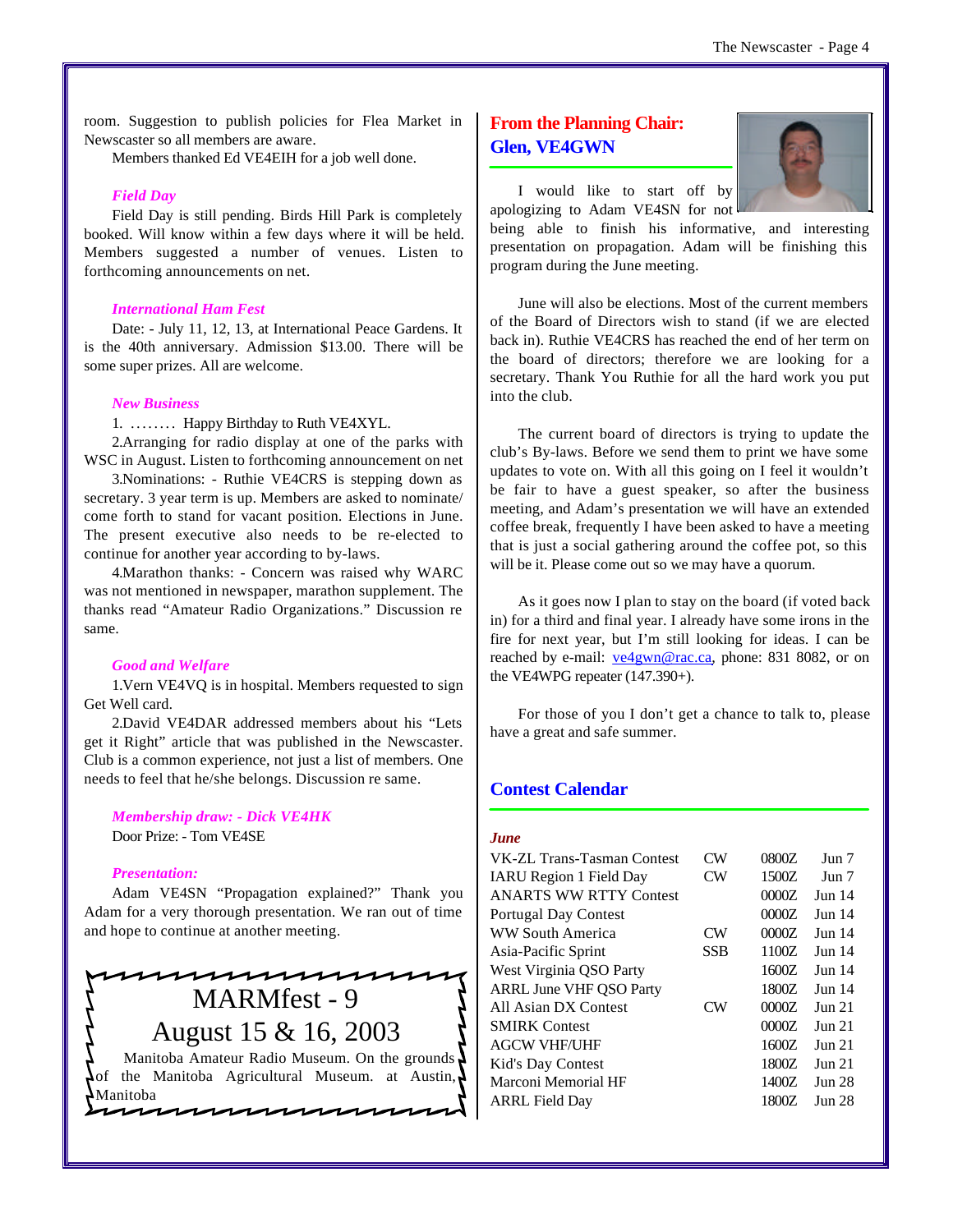room. Suggestion to publish policies for Flea Market in Newscaster so all members are aware.

Members thanked Ed VE4EIH for a job well done.

### *Field Day*

Field Day is still pending. Birds Hill Park is completely booked. Will know within a few days where it will be held. Members suggested a number of venues. Listen to forthcoming announcements on net.

### *International Ham Fest*

Date: - July 11, 12, 13, at International Peace Gardens. It is the 40th anniversary. Admission $13.00. There will be some super prizes. All are welcome.

### *New Business*

1. ........ Happy Birthday to Ruth VE4XYL.

2.Arranging for radio display at one of the parks with WSC in August. Listen to forthcoming announcement on net

3.Nominations: - Ruthie VE4CRS is stepping down as secretary. 3 year term is up. Members are asked to nominate/ come forth to stand for vacant position. Elections in June. The present executive also needs to be re-elected to continue for another year according to by-laws.

4.Marathon thanks: - Concern was raised why WARC was not mentioned in newspaper, marathon supplement. The thanks read "Amateur Radio Organizations." Discussion re same.

### *Good and Welfare*

1.Vern VE4VQ is in hospital. Members requested to sign Get Well card.

2.David VE4DAR addressed members about his "Lets get it Right" article that was published in the Newscaster. Club is a common experience, not just a list of members. One needs to feel that he/she belongs. Discussion re same.

### *Membership draw: - Dick VE4HK*

Door Prize: - Tom VE4SE

### *Presentation:*

Adam VE4SN "Propagation explained?" Thank you Adam for a very thorough presentation. We ran out of time and hope to continue at another meeting.

> **MARMfest - 9**
>
> **August 15 & 16, 2003**
>
> Manitoba Amateur Radio Museum. On the grounds of the Manitoba Agricultural Museum. at Austin, Manitoba

## From the Planning Chair: Glen, VE4GWN

I would like to start off by apologizing to Adam VE4SN for not being able to finish his informative, and interesting presentation on propagation. Adam will be finishing this program during the June meeting.

June will also be elections. Most of the current members of the Board of Directors wish to stand (if we are elected back in). Ruthie VE4CRS has reached the end of her term on the board of directors; therefore we are looking for a secretary. Thank You Ruthie for all the hard work you put into the club.

The current board of directors is trying to update the club's By-laws. Before we send them to print we have some updates to vote on. With all this going on I feel it wouldn't be fair to have a guest speaker, so after the business meeting, and Adam's presentation we will have an extended coffee break, frequently I have been asked to have a meeting that is just a social gathering around the coffee pot, so this will be it. Please come out so we may have a quorum.

As it goes now I plan to stay on the board (if voted back in) for a third and final year. I already have some irons in the fire for next year, but I'm still looking for ideas. I can be reached by e-mail: ve4gwn@rac.ca, phone: 831 8082, or on the VE4WPG repeater (147.390+).

For those of you I don't get a chance to talk to, please have a great and safe summer.

## Contest Calendar

### *June*

| Contest | Mode | Time | Date |
|---|---|---|---|
| VK-ZL Trans-Tasman Contest | CW | 0800Z | Jun 7 |
| IARU Region 1 Field Day | CW | 1500Z | Jun 7 |
| ANARTS WW RTTY Contest | | 0000Z | Jun 14 |
| Portugal Day Contest | | 0000Z | Jun 14 |
| WW South America | CW | 0000Z | Jun 14 |
| Asia-Pacific Sprint | SSB | 1100Z | Jun 14 |
| West Virginia QSO Party | | 1600Z | Jun 14 |
| ARRL June VHF QSO Party | | 1800Z | Jun 14 |
| All Asian DX Contest | CW | 0000Z | Jun 21 |
| SMIRK Contest | | 0000Z | Jun 21 |
| AGCW VHF/UHF | | 1600Z | Jun 21 |
| Kid's Day Contest | | 1800Z | Jun 21 |
| Marconi Memorial HF | | 1400Z | Jun 28 |
| ARRL Field Day | | 1800Z | Jun 28 |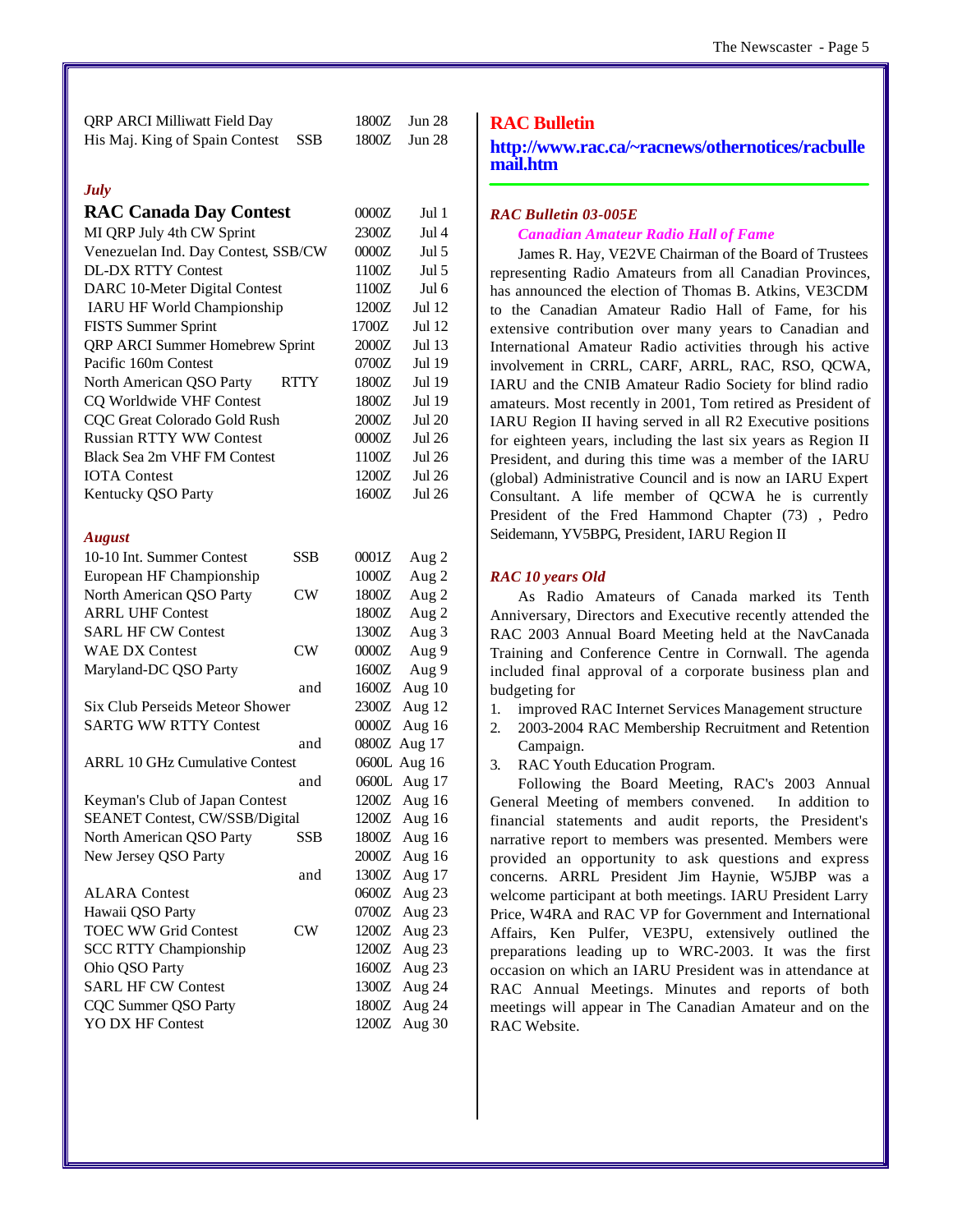| Contest | Mode | Time | Date |
|---|---|---|---|
| QRP ARCI Milliwatt Field Day | | 1800Z | Jun 28 |
| His Maj. King of Spain Contest | SSB | 1800Z | Jun 28 |

*July*

| Contest | Mode | Time | Date |
|---|---|---|---|
| **RAC Canada Day Contest** | | 0000Z | Jul 1 |
| MI QRP July 4th CW Sprint | | 2300Z | Jul 4 |
| Venezuelan Ind. Day Contest, SSB/CW | | 0000Z | Jul 5 |
| DL-DX RTTY Contest | | 1100Z | Jul 5 |
| DARC 10-Meter Digital Contest | | 1100Z | Jul 6 |
| IARU HF World Championship | | 1200Z | Jul 12 |
| FISTS Summer Sprint | | 1700Z | Jul 12 |
| QRP ARCI Summer Homebrew Sprint | | 2000Z | Jul 13 |
| Pacific 160m Contest | | 0700Z | Jul 19 |
| North American QSO Party | RTTY | 1800Z | Jul 19 |
| CQ Worldwide VHF Contest | | 1800Z | Jul 19 |
| CQC Great Colorado Gold Rush | | 2000Z | Jul 20 |
| Russian RTTY WW Contest | | 0000Z | Jul 26 |
| Black Sea 2m VHF FM Contest | | 1100Z | Jul 26 |
| IOTA Contest | | 1200Z | Jul 26 |
| Kentucky QSO Party | | 1600Z | Jul 26 |

*August*

| Contest | Mode | Time | Date |
|---|---|---|---|
| 10-10 Int. Summer Contest | SSB | 0001Z | Aug 2 |
| European HF Championship | | 1000Z | Aug 2 |
| North American QSO Party | CW | 1800Z | Aug 2 |
| ARRL UHF Contest | | 1800Z | Aug 2 |
| SARL HF CW Contest | | 1300Z | Aug 3 |
| WAE DX Contest | CW | 0000Z | Aug 9 |
| Maryland-DC QSO Party | | 1600Z | Aug 9 |
| | and | 1600Z | Aug 10 |
| Six Club Perseids Meteor Shower | | 2300Z | Aug 12 |
| SARTG WW RTTY Contest | | 0000Z | Aug 16 |
| | and | 0800Z | Aug 17 |
| ARRL 10 GHz Cumulative Contest | | 0600L | Aug 16 |
| | and | 0600L | Aug 17 |
| Keyman's Club of Japan Contest | | 1200Z | Aug 16 |
| SEANET Contest, CW/SSB/Digital | | 1200Z | Aug 16 |
| North American QSO Party | SSB | 1800Z | Aug 16 |
| New Jersey QSO Party | | 2000Z | Aug 16 |
| | and | 1300Z | Aug 17 |
| ALARA Contest | | 0600Z | Aug 23 |
| Hawaii QSO Party | | 0700Z | Aug 23 |
| TOEC WW Grid Contest | CW | 1200Z | Aug 23 |
| SCC RTTY Championship | | 1200Z | Aug 23 |
| Ohio QSO Party | | 1600Z | Aug 23 |
| SARL HF CW Contest | | 1300Z | Aug 24 |
| CQC Summer QSO Party | | 1800Z | Aug 24 |
| YO DX HF Contest | | 1200Z | Aug 30 |

## RAC Bulletin

**http://www.rac.ca/~racnews/othernotices/racbullemail.htm**

### *RAC Bulletin 03-005E*

***Canadian Amateur Radio Hall of Fame***

James R. Hay, VE2VE Chairman of the Board of Trustees representing Radio Amateurs from all Canadian Provinces, has announced the election of Thomas B. Atkins, VE3CDM to the Canadian Amateur Radio Hall of Fame, for his extensive contribution over many years to Canadian and International Amateur Radio activities through his active involvement in CRRL, CARF, ARRL, RAC, RSO, QCWA, IARU and the CNIB Amateur Radio Society for blind radio amateurs. Most recently in 2001, Tom retired as President of IARU Region II having served in all R2 Executive positions for eighteen years, including the last six years as Region II President, and during this time was a member of the IARU (global) Administrative Council and is now an IARU Expert Consultant. A life member of QCWA he is currently President of the Fred Hammond Chapter (73) , Pedro Seidemann, YV5BPG, President, IARU Region II

### *RAC 10 years Old*

As Radio Amateurs of Canada marked its Tenth Anniversary, Directors and Executive recently attended the RAC 2003 Annual Board Meeting held at the NavCanada Training and Conference Centre in Cornwall. The agenda included final approval of a corporate business plan and budgeting for

1. improved RAC Internet Services Management structure
2. 2003-2004 RAC Membership Recruitment and Retention Campaign.
3. RAC Youth Education Program.

Following the Board Meeting, RAC's 2003 Annual General Meeting of members convened. In addition to financial statements and audit reports, the President's narrative report to members was presented. Members were provided an opportunity to ask questions and express concerns. ARRL President Jim Haynie, W5JBP was a welcome participant at both meetings. IARU President Larry Price, W4RA and RAC VP for Government and International Affairs, Ken Pulfer, VE3PU, extensively outlined the preparations leading up to WRC-2003. It was the first occasion on which an IARU President was in attendance at RAC Annual Meetings. Minutes and reports of both meetings will appear in The Canadian Amateur and on the RAC Website.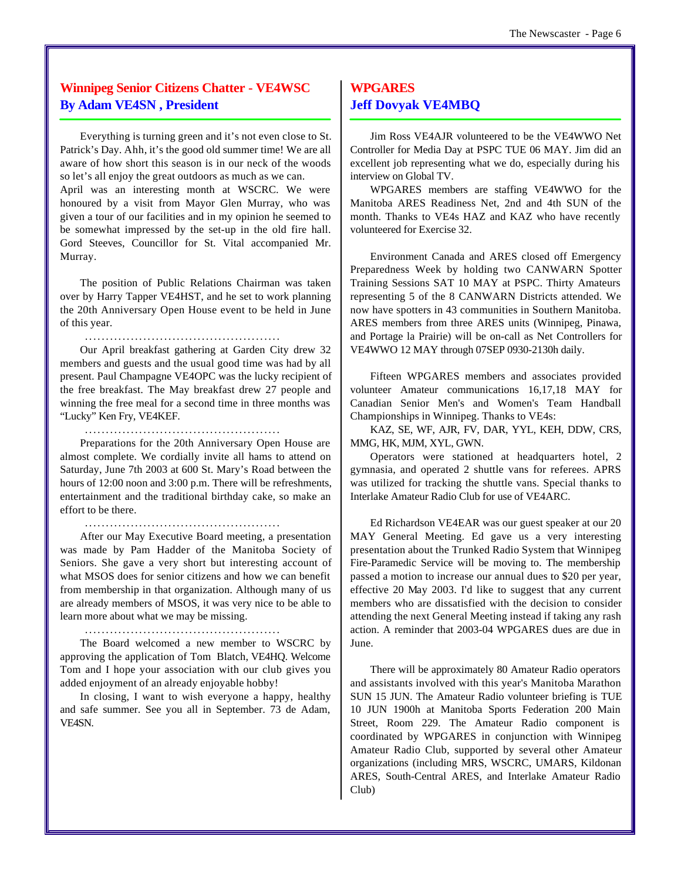## Winnipeg Senior Citizens Chatter - VE4WSC
## By Adam VE4SN , President

Everything is turning green and it's not even close to St. Patrick's Day. Ahh, it's the good old summer time! We are all aware of how short this season is in our neck of the woods so let's all enjoy the great outdoors as much as we can.
April was an interesting month at WSCRC. We were honoured by a visit from Mayor Glen Murray, who was given a tour of our facilities and in my opinion he seemed to be somewhat impressed by the set-up in the old fire hall. Gord Steeves, Councillor for St. Vital accompanied Mr. Murray.

The position of Public Relations Chairman was taken over by Harry Tapper VE4HST, and he set to work planning the 20th Anniversary Open House event to be held in June of this year.

..............................................

Our April breakfast gathering at Garden City drew 32 members and guests and the usual good time was had by all present. Paul Champagne VE4OPC was the lucky recipient of the free breakfast. The May breakfast drew 27 people and winning the free meal for a second time in three months was "Lucky" Ken Fry, VE4KEF.

..............................................

Preparations for the 20th Anniversary Open House are almost complete. We cordially invite all hams to attend on Saturday, June 7th 2003 at 600 St. Mary's Road between the hours of 12:00 noon and 3:00 p.m. There will be refreshments, entertainment and the traditional birthday cake, so make an effort to be there.

..............................................

After our May Executive Board meeting, a presentation was made by Pam Hadder of the Manitoba Society of Seniors. She gave a very short but interesting account of what MSOS does for senior citizens and how we can benefit from membership in that organization. Although many of us are already members of MSOS, it was very nice to be able to learn more about what we may be missing.

..............................................

The Board welcomed a new member to WSCRC by approving the application of Tom Blatch, VE4HQ. Welcome Tom and I hope your association with our club gives you added enjoyment of an already enjoyable hobby!

In closing, I want to wish everyone a happy, healthy and safe summer. See you all in September. 73 de Adam, VE4SN.

## WPGARES
## Jeff Dovyak VE4MBQ

Jim Ross VE4AJR volunteered to be the VE4WWO Net Controller for Media Day at PSPC TUE 06 MAY. Jim did an excellent job representing what we do, especially during his interview on Global TV.

WPGARES members are staffing VE4WWO for the Manitoba ARES Readiness Net, 2nd and 4th SUN of the month. Thanks to VE4s HAZ and KAZ who have recently volunteered for Exercise 32.

Environment Canada and ARES closed off Emergency Preparedness Week by holding two CANWARN Spotter Training Sessions SAT 10 MAY at PSPC. Thirty Amateurs representing 5 of the 8 CANWARN Districts attended. We now have spotters in 43 communities in Southern Manitoba. ARES members from three ARES units (Winnipeg, Pinawa, and Portage la Prairie) will be on-call as Net Controllers for VE4WWO 12 MAY through 07SEP 0930-2130h daily.

Fifteen WPGARES members and associates provided volunteer Amateur communications 16,17,18 MAY for Canadian Senior Men's and Women's Team Handball Championships in Winnipeg. Thanks to VE4s:

KAZ, SE, WF, AJR, FV, DAR, YYL, KEH, DDW, CRS, MMG, HK, MJM, XYL, GWN.

Operators were stationed at headquarters hotel, 2 gymnasia, and operated 2 shuttle vans for referees. APRS was utilized for tracking the shuttle vans. Special thanks to Interlake Amateur Radio Club for use of VE4ARC.

Ed Richardson VE4EAR was our guest speaker at our 20 MAY General Meeting. Ed gave us a very interesting presentation about the Trunked Radio System that Winnipeg Fire-Paramedic Service will be moving to. The membership passed a motion to increase our annual dues to $20 per year, effective 20 May 2003. I'd like to suggest that any current members who are dissatisfied with the decision to consider attending the next General Meeting instead if taking any rash action. A reminder that 2003-04 WPGARES dues are due in June.

There will be approximately 80 Amateur Radio operators and assistants involved with this year's Manitoba Marathon SUN 15 JUN. The Amateur Radio volunteer briefing is TUE 10 JUN 1900h at Manitoba Sports Federation 200 Main Street, Room 229. The Amateur Radio component is coordinated by WPGARES in conjunction with Winnipeg Amateur Radio Club, supported by several other Amateur organizations (including MRS, WSCRC, UMARS, Kildonan ARES, South-Central ARES, and Interlake Amateur Radio Club)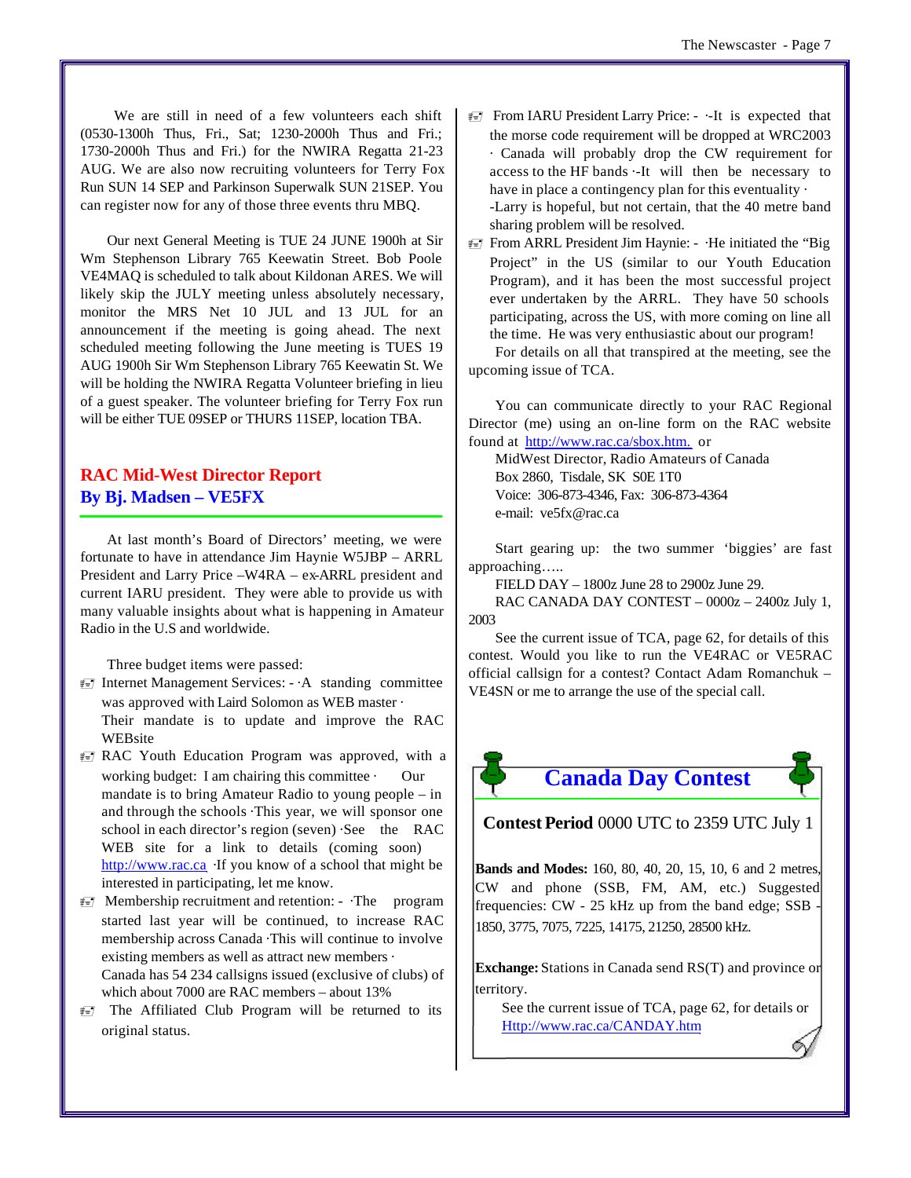We are still in need of a few volunteers each shift (0530-1300h Thus, Fri., Sat; 1230-2000h Thus and Fri.; 1730-2000h Thus and Fri.) for the NWIRA Regatta 21-23 AUG. We are also now recruiting volunteers for Terry Fox Run SUN 14 SEP and Parkinson Superwalk SUN 21SEP. You can register now for any of those three events thru MBQ.

Our next General Meeting is TUE 24 JUNE 1900h at Sir Wm Stephenson Library 765 Keewatin Street. Bob Poole VE4MAQ is scheduled to talk about Kildonan ARES. We will likely skip the JULY meeting unless absolutely necessary, monitor the MRS Net 10 JUL and 13 JUL for an announcement if the meeting is going ahead. The next scheduled meeting following the June meeting is TUES 19 AUG 1900h Sir Wm Stephenson Library 765 Keewatin St. We will be holding the NWIRA Regatta Volunteer briefing in lieu of a guest speaker. The volunteer briefing for Terry Fox run will be either TUE 09SEP or THURS 11SEP, location TBA.

## RAC Mid-West Director Report
## By Bj. Madsen – VE5FX

At last month's Board of Directors' meeting, we were fortunate to have in attendance Jim Haynie W5JBP – ARRL President and Larry Price –W4RA – ex-ARRL president and current IARU president. They were able to provide us with many valuable insights about what is happening in Amateur Radio in the U.S and worldwide.

Three budget items were passed:

- Internet Management Services: - ·A standing committee was approved with Laird Solomon as WEB master · Their mandate is to update and improve the RAC WEBsite
- RAC Youth Education Program was approved, with a working budget: I am chairing this committee · Our mandate is to bring Amateur Radio to young people – in and through the schools ·This year, we will sponsor one school in each director's region (seven) ·See the RAC WEB site for a link to details (coming soon) http://www.rac.ca ·If you know of a school that might be interested in participating, let me know.
- Membership recruitment and retention: - ·The program started last year will be continued, to increase RAC membership across Canada ·This will continue to involve existing members as well as attract new members · Canada has 54 234 callsigns issued (exclusive of clubs) of which about 7000 are RAC members – about 13%
- The Affiliated Club Program will be returned to its original status.
- From IARU President Larry Price: - ·-It is expected that the morse code requirement will be dropped at WRC2003 · Canada will probably drop the CW requirement for access to the HF bands ·-It will then be necessary to have in place a contingency plan for this eventuality · -Larry is hopeful, but not certain, that the 40 metre band sharing problem will be resolved.
- From ARRL President Jim Haynie: - ·He initiated the "Big Project" in the US (similar to our Youth Education Program), and it has been the most successful project ever undertaken by the ARRL. They have 50 schools participating, across the US, with more coming on line all the time. He was very enthusiastic about our program!

For details on all that transpired at the meeting, see the upcoming issue of TCA.

You can communicate directly to your RAC Regional Director (me) using an on-line form on the RAC website found at http://www.rac.ca/sbox.htm. or

MidWest Director, Radio Amateurs of Canada
Box 2860, Tisdale, SK S0E 1T0
Voice: 306-873-4346, Fax: 306-873-4364
e-mail: ve5fx@rac.ca

Start gearing up: the two summer 'biggies' are fast approaching…..

FIELD DAY – 1800z June 28 to 2900z June 29.

RAC CANADA DAY CONTEST – 0000z – 2400z July 1, 2003

See the current issue of TCA, page 62, for details of this contest. Would you like to run the VE4RAC or VE5RAC official callsign for a contest? Contact Adam Romanchuk – VE4SN or me to arrange the use of the special call.

## Canada Day Contest

**Contest Period** 0000 UTC to 2359 UTC July 1

**Bands and Modes:** 160, 80, 40, 20, 15, 10, 6 and 2 metres, CW and phone (SSB, FM, AM, etc.) Suggested frequencies: CW - 25 kHz up from the band edge; SSB - 1850, 3775, 7075, 7225, 14175, 21250, 28500 kHz.

**Exchange:** Stations in Canada send RS(T) and province or territory.

See the current issue of TCA, page 62, for details or Http://www.rac.ca/CANDAY.htm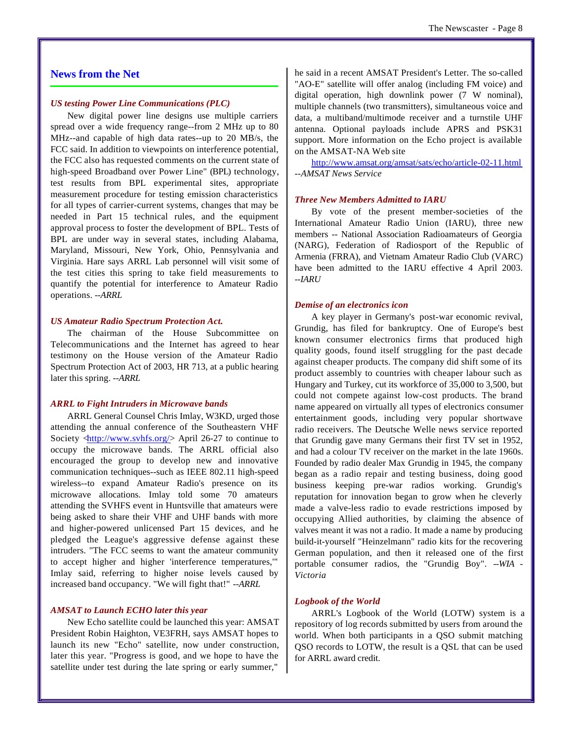## News from the Net

### *US testing Power Line Communications (PLC)*

New digital power line designs use multiple carriers spread over a wide frequency range--from 2 MHz up to 80 MHz--and capable of high data rates--up to 20 MB/s, the FCC said. In addition to viewpoints on interference potential, the FCC also has requested comments on the current state of high-speed Broadband over Power Line" (BPL) technology, test results from BPL experimental sites, appropriate measurement procedure for testing emission characteristics for all types of carrier-current systems, changes that may be needed in Part 15 technical rules, and the equipment approval process to foster the development of BPL. Tests of BPL are under way in several states, including Alabama, Maryland, Missouri, New York, Ohio, Pennsylvania and Virginia. Hare says ARRL Lab personnel will visit some of the test cities this spring to take field measurements to quantify the potential for interference to Amateur Radio operations. *--ARRL*

### *US Amateur Radio Spectrum Protection Act.*

The chairman of the House Subcommittee on Telecommunications and the Internet has agreed to hear testimony on the House version of the Amateur Radio Spectrum Protection Act of 2003, HR 713, at a public hearing later this spring. *--ARRL*

### *ARRL to Fight Intruders in Microwave bands*

ARRL General Counsel Chris Imlay, W3KD, urged those attending the annual conference of the Southeastern VHF Society <http://www.svhfs.org/> April 26-27 to continue to occupy the microwave bands. The ARRL official also encouraged the group to develop new and innovative communication techniques--such as IEEE 802.11 high-speed wireless--to expand Amateur Radio's presence on its microwave allocations. Imlay told some 70 amateurs attending the SVHFS event in Huntsville that amateurs were being asked to share their VHF and UHF bands with more and higher-powered unlicensed Part 15 devices, and he pledged the League's aggressive defense against these intruders. "The FCC seems to want the amateur community to accept higher and higher 'interference temperatures,'" Imlay said, referring to higher noise levels caused by increased band occupancy. "We will fight that!" *--ARRL*

### *AMSAT to Launch ECHO later this year*

New Echo satellite could be launched this year: AMSAT President Robin Haighton, VE3FRH, says AMSAT hopes to launch its new "Echo" satellite, now under construction, later this year. "Progress is good, and we hope to have the satellite under test during the late spring or early summer," he said in a recent AMSAT President's Letter. The so-called "AO-E" satellite will offer analog (including FM voice) and digital operation, high downlink power (7 W nominal), multiple channels (two transmitters), simultaneous voice and data, a multiband/multimode receiver and a turnstile UHF antenna. Optional payloads include APRS and PSK31 support. More information on the Echo project is available on the AMSAT-NA Web site

http://www.amsat.org/amsat/sats/echo/article-02-11.html *--AMSAT News Service*

### *Three New Members Admitted to IARU*

By vote of the present member-societies of the International Amateur Radio Union (IARU), three new members -- National Association Radioamateurs of Georgia (NARG), Federation of Radiosport of the Republic of Armenia (FRRA), and Vietnam Amateur Radio Club (VARC) have been admitted to the IARU effective 4 April 2003. *--IARU*

### *Demise of an electronics icon*

A key player in Germany's post-war economic revival, Grundig, has filed for bankruptcy. One of Europe's best known consumer electronics firms that produced high quality goods, found itself struggling for the past decade against cheaper products. The company did shift some of its product assembly to countries with cheaper labour such as Hungary and Turkey, cut its workforce of 35,000 to 3,500, but could not compete against low-cost products. The brand name appeared on virtually all types of electronics consumer entertainment goods, including very popular shortwave radio receivers. The Deutsche Welle news service reported that Grundig gave many Germans their first TV set in 1952, and had a colour TV receiver on the market in the late 1960s. Founded by radio dealer Max Grundig in 1945, the company began as a radio repair and testing business, doing good business keeping pre-war radios working. Grundig's reputation for innovation began to grow when he cleverly made a valve-less radio to evade restrictions imposed by occupying Allied authorities, by claiming the absence of valves meant it was not a radio. It made a name by producing build-it-yourself "Heinzelmann" radio kits for the recovering German population, and then it released one of the first portable consumer radios, the "Grundig Boy". *--WIA - Victoria*

### *Logbook of the World*

ARRL's Logbook of the World (LOTW) system is a repository of log records submitted by users from around the world. When both participants in a QSO submit matching QSO records to LOTW, the result is a QSL that can be used for ARRL award credit.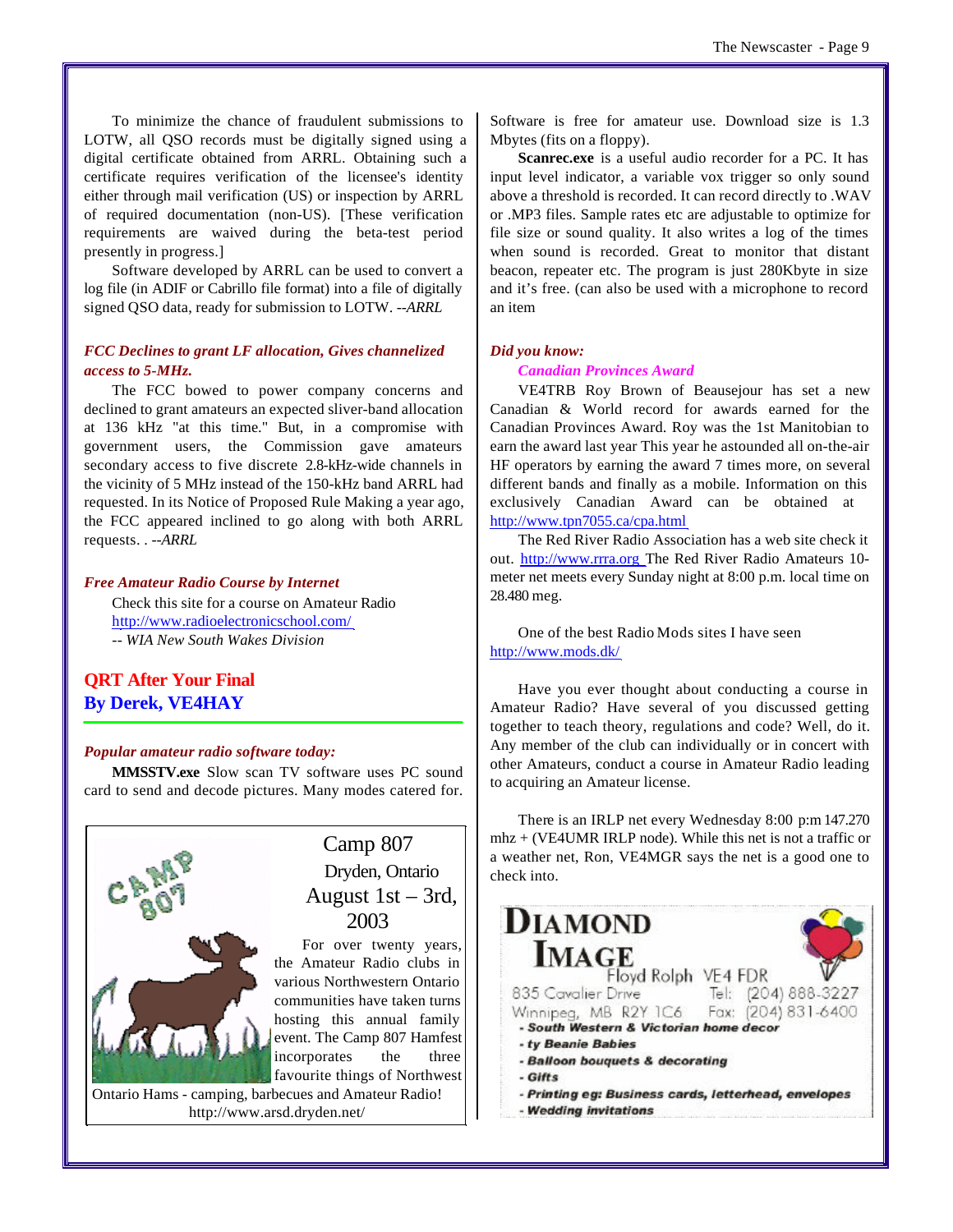To minimize the chance of fraudulent submissions to LOTW, all QSO records must be digitally signed using a digital certificate obtained from ARRL. Obtaining such a certificate requires verification of the licensee's identity either through mail verification (US) or inspection by ARRL of required documentation (non-US). [These verification requirements are waived during the beta-test period presently in progress.]

Software developed by ARRL can be used to convert a log file (in ADIF or Cabrillo file format) into a file of digitally signed QSO data, ready for submission to LOTW. *--ARRL*

### *FCC Declines to grant LF allocation, Gives channelized access to 5-MHz.*

The FCC bowed to power company concerns and declined to grant amateurs an expected sliver-band allocation at 136 kHz "at this time." But, in a compromise with government users, the Commission gave amateurs secondary access to five discrete 2.8-kHz-wide channels in the vicinity of 5 MHz instead of the 150-kHz band ARRL had requested. In its Notice of Proposed Rule Making a year ago, the FCC appeared inclined to go along with both ARRL requests. . *--ARRL*

### *Free Amateur Radio Course by Internet*

Check this site for a course on Amateur Radio
http://www.radioelectronicschool.com/
*-- WIA New South Wakes Division*

## QRT After Your Final
## By Derek, VE4HAY

### *Popular amateur radio software today:*

**MMSSTV.exe** Slow scan TV software uses PC sound card to send and decode pictures. Many modes catered for. Software is free for amateur use. Download size is 1.3 Mbytes (fits on a floppy).

**Scanrec.exe** is a useful audio recorder for a PC. It has input level indicator, a variable vox trigger so only sound above a threshold is recorded. It can record directly to .WAV or .MP3 files. Sample rates etc are adjustable to optimize for file size or sound quality. It also writes a log of the times when sound is recorded. Great to monitor that distant beacon, repeater etc. The program is just 280Kbyte in size and it's free. (can also be used with a microphone to record an item

Camp 807
Dryden, Ontario
August 1st – 3rd, 2003

For over twenty years, the Amateur Radio clubs in various Northwestern Ontario communities have taken turns hosting this annual family event. The Camp 807 Hamfest incorporates the three favourite things of Northwest Ontario Hams - camping, barbecues and Amateur Radio!
http://www.arsd.dryden.net/

### *Did you know:*

#### *Canadian Provinces Award*

VE4TRB Roy Brown of Beausejour has set a new Canadian & World record for awards earned for the Canadian Provinces Award. Roy was the 1st Manitobian to earn the award last year This year he astounded all on-the-air HF operators by earning the award 7 times more, on several different bands and finally as a mobile. Information on this exclusively Canadian Award can be obtained at http://www.tpn7055.ca/cpa.html

The Red River Radio Association has a web site check it out. http://www.rrra.org The Red River Radio Amateurs 10-meter net meets every Sunday night at 8:00 p.m. local time on 28.480 meg.

One of the best Radio Mods sites I have seen
http://www.mods.dk/

Have you ever thought about conducting a course in Amateur Radio? Have several of you discussed getting together to teach theory, regulations and code? Well, do it. Any member of the club can individually or in concert with other Amateurs, conduct a course in Amateur Radio leading to acquiring an Amateur license.

There is an IRLP net every Wednesday 8:00 p:m 147.270 mhz + (VE4UMR IRLP node). While this net is not a traffic or a weather net, Ron, VE4MGR says the net is a good one to check into.

**DIAMOND IMAGE**
Floyd Rolph VE4 FDR
835 Cavalier Drive
Winnipeg, MB R2Y 1C6
Tel: (204) 888-3227
Fax: (204) 831-6400

- South Western & Victorian home decor
- ty Beanie Babies
- Balloon bouquets & decorating
- Gifts
- Printing eg: Business cards, letterhead, envelopes
- Wedding invitations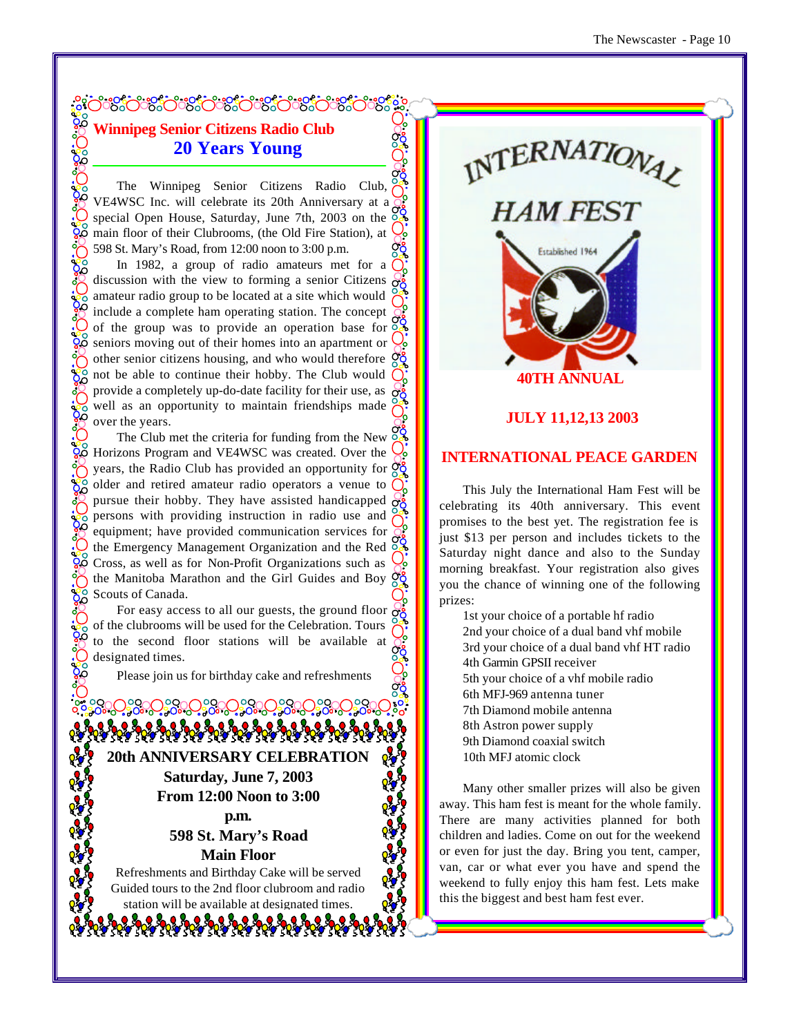## Winnipeg Senior Citizens Radio Club

## 20 Years Young

The Winnipeg Senior Citizens Radio Club, VE4WSC Inc. will celebrate its 20th Anniversary at a special Open House, Saturday, June 7th, 2003 on the main floor of their Clubrooms, (the Old Fire Station), at 598 St. Mary's Road, from 12:00 noon to 3:00 p.m.

In 1982, a group of radio amateurs met for a discussion with the view to forming a senior Citizens amateur radio group to be located at a site which would include a complete ham operating station. The concept of the group was to provide an operation base for seniors moving out of their homes into an apartment or other senior citizens housing, and who would therefore not be able to continue their hobby. The Club would provide a completely up-do-date facility for their use, as well as an opportunity to maintain friendships made over the years.

The Club met the criteria for funding from the New Horizons Program and VE4WSC was created. Over the years, the Radio Club has provided an opportunity for older and retired amateur radio operators a venue to pursue their hobby. They have assisted handicapped persons with providing instruction in radio use and equipment; have provided communication services for the Emergency Management Organization and the Red Cross, as well as for Non-Profit Organizations such as the Manitoba Marathon and the Girl Guides and Boy Scouts of Canada.

For easy access to all our guests, the ground floor of the clubrooms will be used for the Celebration. Tours to the second floor stations will be available at designated times.

Please join us for birthday cake and refreshments

**20th ANNIVERSARY CELEBRATION**
**Saturday, June 7, 2003**
**From 12:00 Noon to 3:00 p.m.**
**598 St. Mary's Road**
**Main Floor**

Refreshments and Birthday Cake will be served
Guided tours to the 2nd floor clubroom and radio station will be available at designated times.

---

INTERNATIONAL HAM FEST

Established 1964

**40TH ANNUAL**

**JULY 11,12,13 2003**

**INTERNATIONAL PEACE GARDEN**

This July the International Ham Fest will be celebrating its 40th anniversary. This event promises to the best yet. The registration fee is just $13 per person and includes tickets to the Saturday night dance and also to the Sunday morning breakfast. Your registration also gives you the chance of winning one of the following prizes:

- 1st your choice of a portable hf radio
- 2nd your choice of a dual band vhf mobile
- 3rd your choice of a dual band vhf HT radio
- 4th Garmin GPSII receiver
- 5th your choice of a vhf mobile radio
- 6th MFJ-969 antenna tuner
- 7th Diamond mobile antenna
- 8th Astron power supply
- 9th Diamond coaxial switch
- 10th MFJ atomic clock

Many other smaller prizes will also be given away. This ham fest is meant for the whole family. There are many activities planned for both children and ladies. Come on out for the weekend or even for just the day. Bring you tent, camper, van, car or what ever you have and spend the weekend to fully enjoy this ham fest. Lets make this the biggest and best ham fest ever.